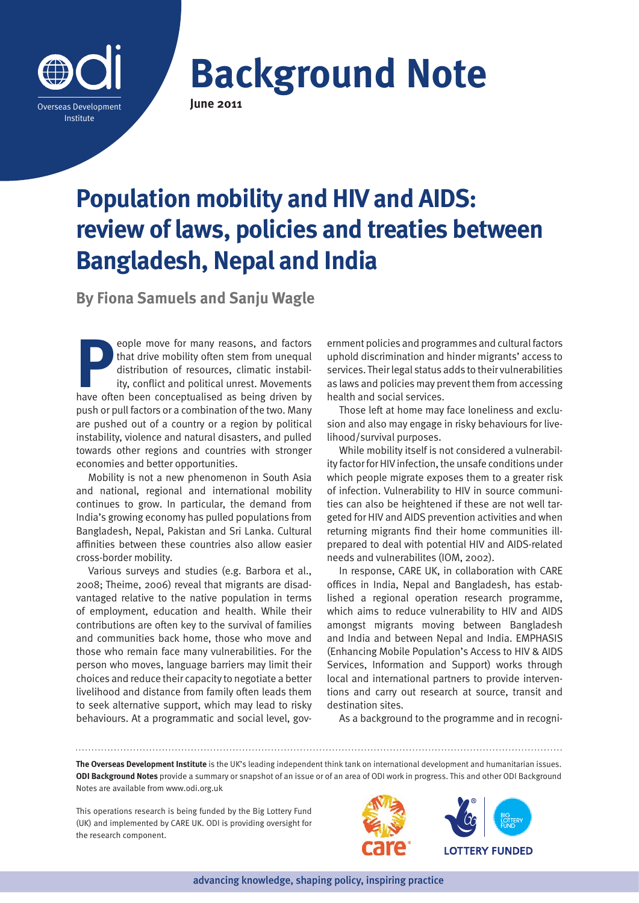# Background Note

June 2011

## Population mobility and HIV and AIDS: review of laws, policies and treaties between Bangladesh, Nepal and India

**By Fiona Samuels and Sanju Wagle**

People move for many reasons, and factors that drive mobility often stem from unequal distribution of resources, climatic instability, conflict and political unrest. Movements have often been conceptualised as being driven by push or pull factors or a combination of the two. Many are pushed out of a country or a region by political instability, violence and natural disasters, and pulled towards other regions and countries with stronger economies and better opportunities.

Mobility is not a new phenomenon in South Asia and national, regional and international mobility continues to grow. In particular, the demand from India's growing economy has pulled populations from Bangladesh, Nepal, Pakistan and Sri Lanka. Cultural affinities between these countries also allow easier cross-border mobility.

Various surveys and studies (e.g. Barbora et al., 2008; Theime, 2006) reveal that migrants are disadvantaged relative to the native population in terms of employment, education and health. While their contributions are often key to the survival of families and communities back home, those who move and those who remain face many vulnerabilities. For the person who moves, language barriers may limit their choices and reduce their capacity to negotiate a better livelihood and distance from family often leads them to seek alternative support, which may lead to risky behaviours. At a programmatic and social level, government policies and programmes and cultural factors uphold discrimination and hinder migrants' access to services. Their legal status adds to their vulnerabilities as laws and policies may prevent them from accessing health and social services.

Those left at home may face loneliness and exclusion and also may engage in risky behaviours for livelihood/survival purposes.

While mobility itself is not considered a vulnerability factor for HIV infection, the unsafe conditions under which people migrate exposes them to a greater risk of infection. Vulnerability to HIV in source communities can also be heightened if these are not well targeted for HIV and AIDS prevention activities and when returning migrants find their home communities ill-prepared to deal with potential HIV and AIDS-related needs and vulnerabilites (IOM, 2002).

In response, CARE UK, in collaboration with CARE offices in India, Nepal and Bangladesh, has established a regional operation research programme, which aims to reduce vulnerability to HIV and AIDS amongst migrants moving between Bangladesh and India and between Nepal and India. EMPHASIS (Enhancing Mobile Population's Access to HIV & AIDS Services, Information and Support) works through local and international partners to provide interventions and carry out research at source, transit and destination sites.

As a background to the programme and in recogni-

---

**The Overseas Development Institute** is the UK's leading independent think tank on international development and humanitarian issues. **ODI Background Notes** provide a summary or snapshot of an issue or of an area of ODI work in progress. This and other ODI Background Notes are available from www.odi.org.uk

This operations research is being funded by the Big Lottery Fund (UK) and implemented by CARE UK. ODI is providing oversight for the research component.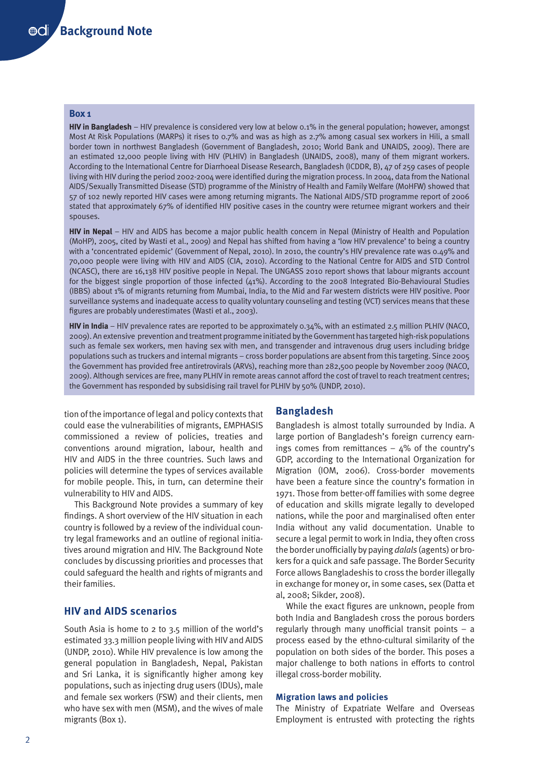**Box 1**

**HIV in Bangladesh** – HIV prevalence is considered very low at below 0.1% in the general population; however, amongst Most At Risk Populations (MARPs) it rises to 0.7% and was as high as 2.7% among casual sex workers in Hili, a small border town in northwest Bangladesh (Government of Bangladesh, 2010; World Bank and UNAIDS, 2009). There are an estimated 12,000 people living with HIV (PLHIV) in Bangladesh (UNAIDS, 2008), many of them migrant workers. According to the International Centre for Diarrhoeal Disease Research, Bangladesh (ICDDR, B), 47 of 259 cases of people living with HIV during the period 2002-2004 were identified during the migration process. In 2004, data from the National AIDS/Sexually Transmitted Disease (STD) programme of the Ministry of Health and Family Welfare (MoHFW) showed that 57 of 102 newly reported HIV cases were among returning migrants. The National AIDS/STD programme report of 2006 stated that approximately 67% of identified HIV positive cases in the country were returnee migrant workers and their spouses.

**HIV in Nepal** – HIV and AIDS has become a major public health concern in Nepal (Ministry of Health and Population (MoHP), 2005, cited by Wasti et al., 2009) and Nepal has shifted from having a 'low HIV prevalence' to being a country with a 'concentrated epidemic' (Government of Nepal, 2010). In 2010, the country's HIV prevalence rate was 0.49% and 70,000 people were living with HIV and AIDS (CIA, 2010). According to the National Centre for AIDS and STD Control (NCASC), there are 16,138 HIV positive people in Nepal. The UNGASS 2010 report shows that labour migrants account for the biggest single proportion of those infected (41%). According to the 2008 Integrated Bio-Behavioural Studies (IBBS) about 1% of migrants returning from Mumbai, India, to the Mid and Far western districts were HIV positive. Poor surveillance systems and inadequate access to quality voluntary counseling and testing (VCT) services means that these figures are probably underestimates (Wasti et al., 2003).

**HIV in India** – HIV prevalence rates are reported to be approximately 0.34%, with an estimated 2.5 million PLHIV (NACO, 2009). An extensive prevention and treatment programme initiated by the Government has targeted high-risk populations such as female sex workers, men having sex with men, and transgender and intravenous drug users including bridge populations such as truckers and internal migrants – cross border populations are absent from this targeting. Since 2005 the Government has provided free antiretrovirals (ARVs), reaching more than 282,500 people by November 2009 (NACO, 2009). Although services are free, many PLHIV in remote areas cannot afford the cost of travel to reach treatment centres; the Government has responded by subsidising rail travel for PLHIV by 50% (UNDP, 2010).

tion of the importance of legal and policy contexts that could ease the vulnerabilities of migrants, EMPHASIS commissioned a review of policies, treaties and conventions around migration, labour, health and HIV and AIDS in the three countries. Such laws and policies will determine the types of services available for mobile people. This, in turn, can determine their vulnerability to HIV and AIDS.

This Background Note provides a summary of key findings. A short overview of the HIV situation in each country is followed by a review of the individual country legal frameworks and an outline of regional initiatives around migration and HIV. The Background Note concludes by discussing priorities and processes that could safeguard the health and rights of migrants and their families.

## HIV and AIDS scenarios

South Asia is home to 2 to 3.5 million of the world's estimated 33.3 million people living with HIV and AIDS (UNDP, 2010). While HIV prevalence is low among the general population in Bangladesh, Nepal, Pakistan and Sri Lanka, it is significantly higher among key populations, such as injecting drug users (IDUs), male and female sex workers (FSW) and their clients, men who have sex with men (MSM), and the wives of male migrants (Box 1).

## Bangladesh

Bangladesh is almost totally surrounded by India. A large portion of Bangladesh's foreign currency earnings comes from remittances – 4% of the country's GDP, according to the International Organization for Migration (IOM, 2006). Cross-border movements have been a feature since the country's formation in 1971. Those from better-off families with some degree of education and skills migrate legally to developed nations, while the poor and marginalised often enter India without any valid documentation. Unable to secure a legal permit to work in India, they often cross the border unofficially by paying *dalals* (agents) or brokers for a quick and safe passage. The Border Security Force allows Bangladeshis to cross the border illegally in exchange for money or, in some cases, sex (Datta et al, 2008; Sikder, 2008).

While the exact figures are unknown, people from both India and Bangladesh cross the porous borders regularly through many unofficial transit points – a process eased by the ethno-cultural similarity of the population on both sides of the border. This poses a major challenge to both nations in efforts to control illegal cross-border mobility.

### Migration laws and policies

The Ministry of Expatriate Welfare and Overseas Employment is entrusted with protecting the rights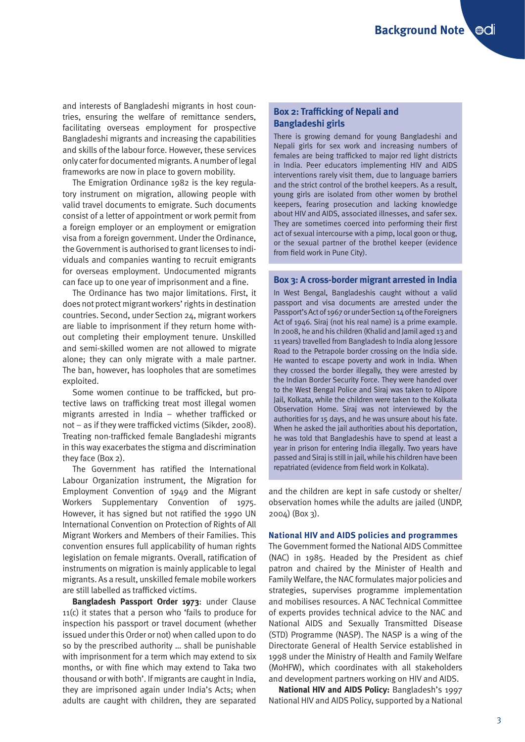and interests of Bangladeshi migrants in host countries, ensuring the welfare of remittance senders, facilitating overseas employment for prospective Bangladeshi migrants and increasing the capabilities and skills of the labour force. However, these services only cater for documented migrants. A number of legal frameworks are now in place to govern mobility.

The Emigration Ordinance 1982 is the key regulatory instrument on migration, allowing people with valid travel documents to emigrate. Such documents consist of a letter of appointment or work permit from a foreign employer or an employment or emigration visa from a foreign government. Under the Ordinance, the Government is authorised to grant licenses to individuals and companies wanting to recruit emigrants for overseas employment. Undocumented migrants can face up to one year of imprisonment and a fine.

The Ordinance has two major limitations. First, it does not protect migrant workers' rights in destination countries. Second, under Section 24, migrant workers are liable to imprisonment if they return home without completing their employment tenure. Unskilled and semi-skilled women are not allowed to migrate alone; they can only migrate with a male partner. The ban, however, has loopholes that are sometimes exploited.

Some women continue to be trafficked, but protective laws on trafficking treat most illegal women migrants arrested in India – whether trafficked or not – as if they were trafficked victims (Sikder, 2008). Treating non-trafficked female Bangladeshi migrants in this way exacerbates the stigma and discrimination they face (Box 2).

The Government has ratified the International Labour Organization instrument, the Migration for Employment Convention of 1949 and the Migrant Workers Supplementary Convention of 1975. However, it has signed but not ratified the 1990 UN International Convention on Protection of Rights of All Migrant Workers and Members of their Families. This convention ensures full applicability of human rights legislation on female migrants. Overall, ratification of instruments on migration is mainly applicable to legal migrants. As a result, unskilled female mobile workers are still labelled as trafficked victims.

**Bangladesh Passport Order 1973**: under Clause 11(c) it states that a person who 'fails to produce for inspection his passport or travel document (whether issued under this Order or not) when called upon to do so by the prescribed authority … shall be punishable with imprisonment for a term which may extend to six months, or with fine which may extend to Taka two thousand or with both'. If migrants are caught in India, they are imprisoned again under India's Acts; when adults are caught with children, they are separated and the children are kept in safe custody or shelter/observation homes while the adults are jailed (UNDP, 2004) (Box 3).

> **Box 2: Trafficking of Nepali and Bangladeshi girls**
>
> There is growing demand for young Bangladeshi and Nepali girls for sex work and increasing numbers of females are being trafficked to major red light districts in India. Peer educators implementing HIV and AIDS interventions rarely visit them, due to language barriers and the strict control of the brothel keepers. As a result, young girls are isolated from other women by brothel keepers, fearing prosecution and lacking knowledge about HIV and AIDS, associated illnesses, and safer sex. They are sometimes coerced into performing their first act of sexual intercourse with a pimp, local goon or thug, or the sexual partner of the brothel keeper (evidence from field work in Pune City).

> **Box 3: A cross-border migrant arrested in India**
>
> In West Bengal, Bangladeshis caught without a valid passport and visa documents are arrested under the Passport's Act of 1967 or under Section 14 of the Foreigners Act of 1946. Siraj (not his real name) is a prime example. In 2008, he and his children (Khalid and Jamil aged 13 and 11 years) travelled from Bangladesh to India along Jessore Road to the Petrapole border crossing on the India side. He wanted to escape poverty and work in India. When they crossed the border illegally, they were arrested by the Indian Border Security Force. They were handed over to the West Bengal Police and Siraj was taken to Alipore Jail, Kolkata, while the children were taken to the Kolkata Observation Home. Siraj was not interviewed by the authorities for 15 days, and he was unsure about his fate. When he asked the jail authorities about his deportation, he was told that Bangladeshis have to spend at least a year in prison for entering India illegally. Two years have passed and Siraj is still in jail, while his children have been repatriated (evidence from field work in Kolkata).

### National HIV and AIDS policies and programmes

The Government formed the National AIDS Committee (NAC) in 1985. Headed by the President as chief patron and chaired by the Minister of Health and Family Welfare, the NAC formulates major policies and strategies, supervises programme implementation and mobilises resources. A NAC Technical Committee of experts provides technical advice to the NAC and National AIDS and Sexually Transmitted Disease (STD) Programme (NASP). The NASP is a wing of the Directorate General of Health Service established in 1998 under the Ministry of Health and Family Welfare (MoHFW), which coordinates with all stakeholders and development partners working on HIV and AIDS.

**National HIV and AIDS Policy:** Bangladesh's 1997 National HIV and AIDS Policy, supported by a National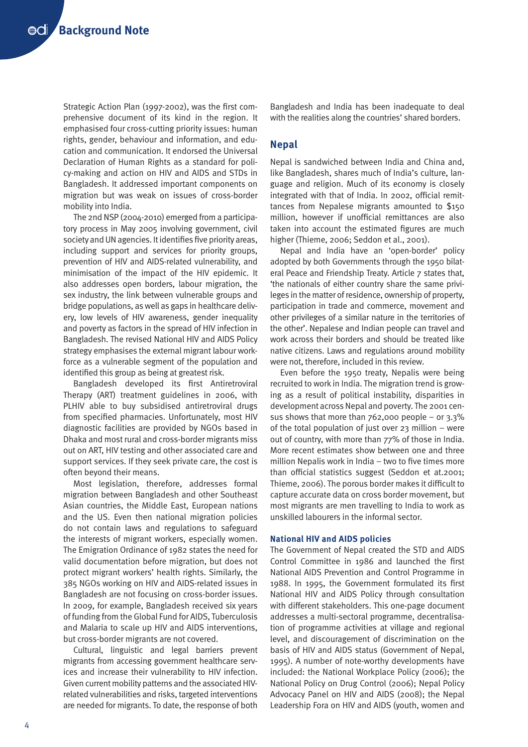Strategic Action Plan (1997-2002), was the first comprehensive document of its kind in the region. It emphasised four cross-cutting priority issues: human rights, gender, behaviour and information, and education and communication. It endorsed the Universal Declaration of Human Rights as a standard for policy-making and action on HIV and AIDS and STDs in Bangladesh. It addressed important components on migration but was weak on issues of cross-border mobility into India.

The 2nd NSP (2004-2010) emerged from a participatory process in May 2005 involving government, civil society and UN agencies. It identifies five priority areas, including support and services for priority groups, prevention of HIV and AIDS-related vulnerability, and minimisation of the impact of the HIV epidemic. It also addresses open borders, labour migration, the sex industry, the link between vulnerable groups and bridge populations, as well as gaps in healthcare delivery, low levels of HIV awareness, gender inequality and poverty as factors in the spread of HIV infection in Bangladesh. The revised National HIV and AIDS Policy strategy emphasises the external migrant labour workforce as a vulnerable segment of the population and identified this group as being at greatest risk.

Bangladesh developed its first Antiretroviral Therapy (ART) treatment guidelines in 2006, with PLHIV able to buy subsidised antiretroviral drugs from specified pharmacies. Unfortunately, most HIV diagnostic facilities are provided by NGOs based in Dhaka and most rural and cross-border migrants miss out on ART, HIV testing and other associated care and support services. If they seek private care, the cost is often beyond their means.

Most legislation, therefore, addresses formal migration between Bangladesh and other Southeast Asian countries, the Middle East, European nations and the US. Even then national migration policies do not contain laws and regulations to safeguard the interests of migrant workers, especially women. The Emigration Ordinance of 1982 states the need for valid documentation before migration, but does not protect migrant workers' health rights. Similarly, the 385 NGOs working on HIV and AIDS-related issues in Bangladesh are not focusing on cross-border issues. In 2009, for example, Bangladesh received six years of funding from the Global Fund for AIDS, Tuberculosis and Malaria to scale up HIV and AIDS interventions, but cross-border migrants are not covered.

Cultural, linguistic and legal barriers prevent migrants from accessing government healthcare services and increase their vulnerability to HIV infection. Given current mobility patterns and the associated HIV-related vulnerabilities and risks, targeted interventions are needed for migrants. To date, the response of both Bangladesh and India has been inadequate to deal with the realities along the countries' shared borders.

## Nepal

Nepal is sandwiched between India and China and, like Bangladesh, shares much of India's culture, language and religion. Much of its economy is closely integrated with that of India. In 2002, official remittances from Nepalese migrants amounted to $150 million, however if unofficial remittances are also taken into account the estimated figures are much higher (Thieme, 2006; Seddon et al., 2001).

Nepal and India have an 'open-border' policy adopted by both Governments through the 1950 bilateral Peace and Friendship Treaty. Article 7 states that, 'the nationals of either country share the same privileges in the matter of residence, ownership of property, participation in trade and commerce, movement and other privileges of a similar nature in the territories of the other'. Nepalese and Indian people can travel and work across their borders and should be treated like native citizens. Laws and regulations around mobility were not, therefore, included in this review.

Even before the 1950 treaty, Nepalis were being recruited to work in India. The migration trend is growing as a result of political instability, disparities in development across Nepal and poverty. The 2001 census shows that more than 762,000 people – or 3.3% of the total population of just over 23 million – were out of country, with more than 77% of those in India. More recent estimates show between one and three million Nepalis work in India – two to five times more than official statistics suggest (Seddon et at.2001; Thieme, 2006). The porous border makes it difficult to capture accurate data on cross border movement, but most migrants are men travelling to India to work as unskilled labourers in the informal sector.

### National HIV and AIDS policies

The Government of Nepal created the STD and AIDS Control Committee in 1986 and launched the first National AIDS Prevention and Control Programme in 1988. In 1995, the Government formulated its first National HIV and AIDS Policy through consultation with different stakeholders. This one-page document addresses a multi-sectoral programme, decentralisation of programme activities at village and regional level, and discouragement of discrimination on the basis of HIV and AIDS status (Government of Nepal, 1995). A number of note-worthy developments have included: the National Workplace Policy (2006); the National Policy on Drug Control (2006); Nepal Policy Advocacy Panel on HIV and AIDS (2008); the Nepal Leadership Fora on HIV and AIDS (youth, women and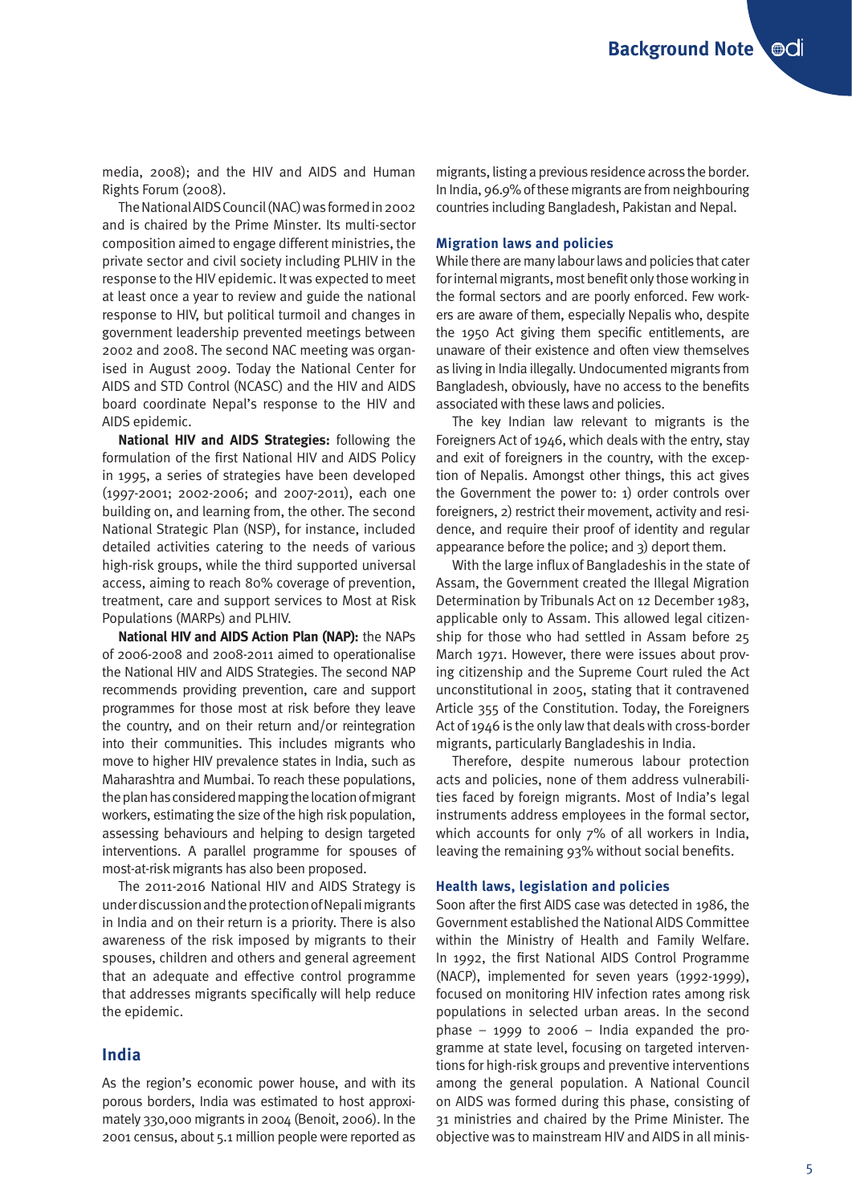media, 2008); and the HIV and AIDS and Human Rights Forum (2008).

The National AIDS Council (NAC) was formed in 2002 and is chaired by the Prime Minster. Its multi-sector composition aimed to engage different ministries, the private sector and civil society including PLHIV in the response to the HIV epidemic. It was expected to meet at least once a year to review and guide the national response to HIV, but political turmoil and changes in government leadership prevented meetings between 2002 and 2008. The second NAC meeting was organised in August 2009. Today the National Center for AIDS and STD Control (NCASC) and the HIV and AIDS board coordinate Nepal's response to the HIV and AIDS epidemic.

**National HIV and AIDS Strategies:** following the formulation of the first National HIV and AIDS Policy in 1995, a series of strategies have been developed (1997-2001; 2002-2006; and 2007-2011), each one building on, and learning from, the other. The second National Strategic Plan (NSP), for instance, included detailed activities catering to the needs of various high-risk groups, while the third supported universal access, aiming to reach 80% coverage of prevention, treatment, care and support services to Most at Risk Populations (MARPs) and PLHIV.

**National HIV and AIDS Action Plan (NAP):** the NAPs of 2006-2008 and 2008-2011 aimed to operationalise the National HIV and AIDS Strategies. The second NAP recommends providing prevention, care and support programmes for those most at risk before they leave the country, and on their return and/or reintegration into their communities. This includes migrants who move to higher HIV prevalence states in India, such as Maharashtra and Mumbai. To reach these populations, the plan has considered mapping the location of migrant workers, estimating the size of the high risk population, assessing behaviours and helping to design targeted interventions. A parallel programme for spouses of most-at-risk migrants has also been proposed.

The 2011-2016 National HIV and AIDS Strategy is under discussion and the protection of Nepali migrants in India and on their return is a priority. There is also awareness of the risk imposed by migrants to their spouses, children and others and general agreement that an adequate and effective control programme that addresses migrants specifically will help reduce the epidemic.

## India

As the region's economic power house, and with its porous borders, India was estimated to host approximately 330,000 migrants in 2004 (Benoit, 2006). In the 2001 census, about 5.1 million people were reported as migrants, listing a previous residence across the border. In India, 96.9% of these migrants are from neighbouring countries including Bangladesh, Pakistan and Nepal.

### Migration laws and policies

While there are many labour laws and policies that cater for internal migrants, most benefit only those working in the formal sectors and are poorly enforced. Few workers are aware of them, especially Nepalis who, despite the 1950 Act giving them specific entitlements, are unaware of their existence and often view themselves as living in India illegally. Undocumented migrants from Bangladesh, obviously, have no access to the benefits associated with these laws and policies.

The key Indian law relevant to migrants is the Foreigners Act of 1946, which deals with the entry, stay and exit of foreigners in the country, with the exception of Nepalis. Amongst other things, this act gives the Government the power to: 1) order controls over foreigners, 2) restrict their movement, activity and residence, and require their proof of identity and regular appearance before the police; and 3) deport them.

With the large influx of Bangladeshis in the state of Assam, the Government created the Illegal Migration Determination by Tribunals Act on 12 December 1983, applicable only to Assam. This allowed legal citizenship for those who had settled in Assam before 25 March 1971. However, there were issues about proving citizenship and the Supreme Court ruled the Act unconstitutional in 2005, stating that it contravened Article 355 of the Constitution. Today, the Foreigners Act of 1946 is the only law that deals with cross-border migrants, particularly Bangladeshis in India.

Therefore, despite numerous labour protection acts and policies, none of them address vulnerabilities faced by foreign migrants. Most of India's legal instruments address employees in the formal sector, which accounts for only 7% of all workers in India, leaving the remaining 93% without social benefits.

### Health laws, legislation and policies

Soon after the first AIDS case was detected in 1986, the Government established the National AIDS Committee within the Ministry of Health and Family Welfare. In 1992, the first National AIDS Control Programme (NACP), implemented for seven years (1992-1999), focused on monitoring HIV infection rates among risk populations in selected urban areas. In the second phase – 1999 to 2006 – India expanded the programme at state level, focusing on targeted interventions for high-risk groups and preventive interventions among the general population. A National Council on AIDS was formed during this phase, consisting of 31 ministries and chaired by the Prime Minister. The objective was to mainstream HIV and AIDS in all minis-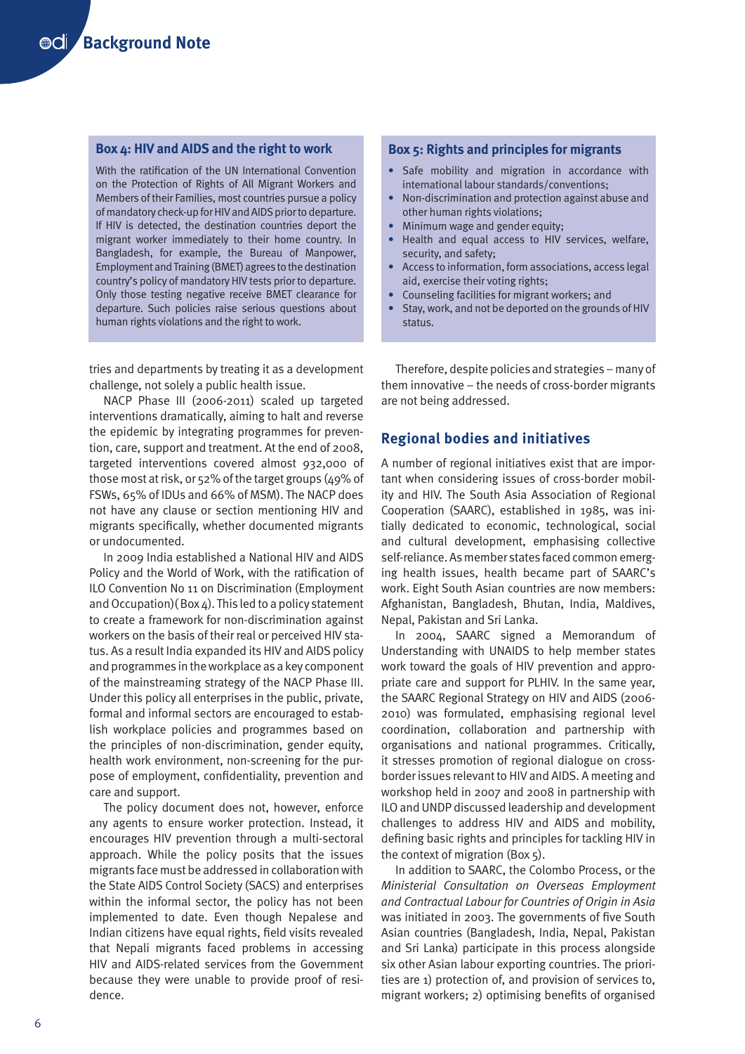### Box 4: HIV and AIDS and the right to work

With the ratification of the UN International Convention on the Protection of Rights of All Migrant Workers and Members of their Families, most countries pursue a policy of mandatory check-up for HIV and AIDS prior to departure. If HIV is detected, the destination countries deport the migrant worker immediately to their home country. In Bangladesh, for example, the Bureau of Manpower, Employment and Training (BMET) agrees to the destination country's policy of mandatory HIV tests prior to departure. Only those testing negative receive BMET clearance for departure. Such policies raise serious questions about human rights violations and the right to work.

### Box 5: Rights and principles for migrants

- Safe mobility and migration in accordance with international labour standards/conventions;
- Non-discrimination and protection against abuse and other human rights violations;
- Minimum wage and gender equity;
- Health and equal access to HIV services, welfare, security, and safety;
- Access to information, form associations, access legal aid, exercise their voting rights;
- Counseling facilities for migrant workers; and
- Stay, work, and not be deported on the grounds of HIV status.

tries and departments by treating it as a development challenge, not solely a public health issue.

NACP Phase III (2006-2011) scaled up targeted interventions dramatically, aiming to halt and reverse the epidemic by integrating programmes for prevention, care, support and treatment. At the end of 2008, targeted interventions covered almost 932,000 of those most at risk, or 52% of the target groups (49% of FSWs, 65% of IDUs and 66% of MSM). The NACP does not have any clause or section mentioning HIV and migrants specifically, whether documented migrants or undocumented.

In 2009 India established a National HIV and AIDS Policy and the World of Work, with the ratification of ILO Convention No 11 on Discrimination (Employment and Occupation) (Box 4). This led to a policy statement to create a framework for non-discrimination against workers on the basis of their real or perceived HIV status. As a result India expanded its HIV and AIDS policy and programmes in the workplace as a key component of the mainstreaming strategy of the NACP Phase III. Under this policy all enterprises in the public, private, formal and informal sectors are encouraged to establish workplace policies and programmes based on the principles of non-discrimination, gender equity, health work environment, non-screening for the purpose of employment, confidentiality, prevention and care and support.

The policy document does not, however, enforce any agents to ensure worker protection. Instead, it encourages HIV prevention through a multi-sectoral approach. While the policy posits that the issues migrants face must be addressed in collaboration with the State AIDS Control Society (SACS) and enterprises within the informal sector, the policy has not been implemented to date. Even though Nepalese and Indian citizens have equal rights, field visits revealed that Nepali migrants faced problems in accessing HIV and AIDS-related services from the Government because they were unable to provide proof of residence.

Therefore, despite policies and strategies – many of them innovative – the needs of cross-border migrants are not being addressed.

## Regional bodies and initiatives

A number of regional initiatives exist that are important when considering issues of cross-border mobility and HIV. The South Asia Association of Regional Cooperation (SAARC), established in 1985, was initially dedicated to economic, technological, social and cultural development, emphasising collective self-reliance. As member states faced common emerging health issues, health became part of SAARC's work. Eight South Asian countries are now members: Afghanistan, Bangladesh, Bhutan, India, Maldives, Nepal, Pakistan and Sri Lanka.

In 2004, SAARC signed a Memorandum of Understanding with UNAIDS to help member states work toward the goals of HIV prevention and appropriate care and support for PLHIV. In the same year, the SAARC Regional Strategy on HIV and AIDS (2006-2010) was formulated, emphasising regional level coordination, collaboration and partnership with organisations and national programmes. Critically, it stresses promotion of regional dialogue on cross-border issues relevant to HIV and AIDS. A meeting and workshop held in 2007 and 2008 in partnership with ILO and UNDP discussed leadership and development challenges to address HIV and AIDS and mobility, defining basic rights and principles for tackling HIV in the context of migration (Box 5).

In addition to SAARC, the Colombo Process, or the *Ministerial Consultation on Overseas Employment and Contractual Labour for Countries of Origin in Asia* was initiated in 2003. The governments of five South Asian countries (Bangladesh, India, Nepal, Pakistan and Sri Lanka) participate in this process alongside six other Asian labour exporting countries. The priorities are 1) protection of, and provision of services to, migrant workers; 2) optimising benefits of organised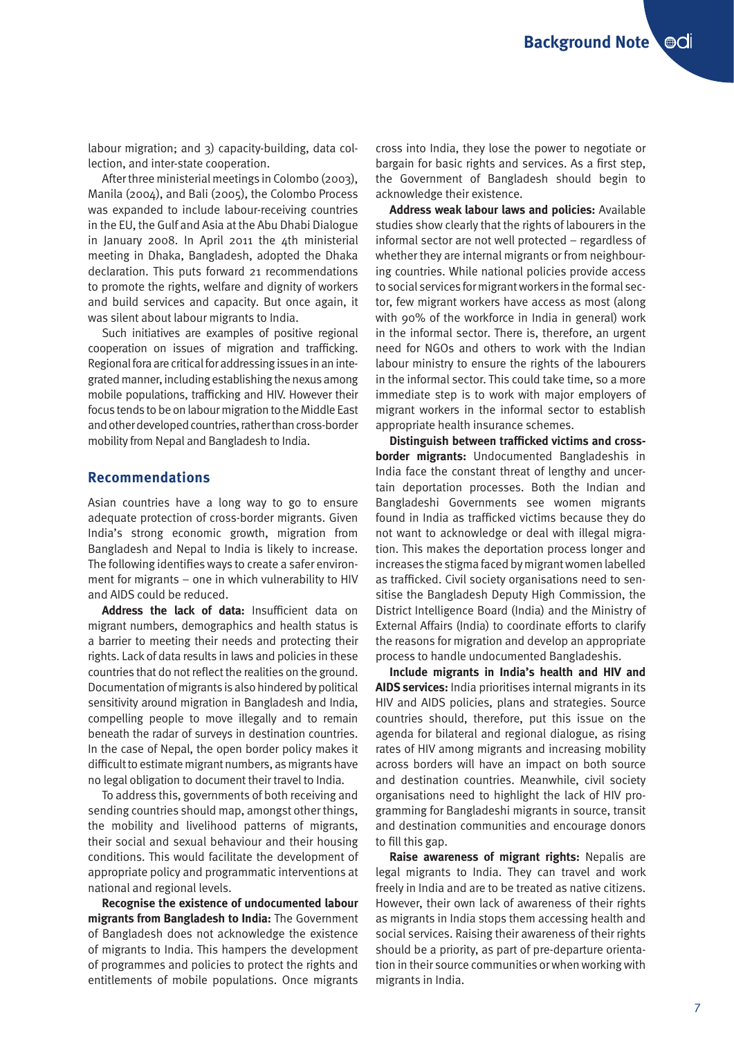labour migration; and 3) capacity-building, data collection, and inter-state cooperation.

After three ministerial meetings in Colombo (2003), Manila (2004), and Bali (2005), the Colombo Process was expanded to include labour-receiving countries in the EU, the Gulf and Asia at the Abu Dhabi Dialogue in January 2008. In April 2011 the 4th ministerial meeting in Dhaka, Bangladesh, adopted the Dhaka declaration. This puts forward 21 recommendations to promote the rights, welfare and dignity of workers and build services and capacity. But once again, it was silent about labour migrants to India.

Such initiatives are examples of positive regional cooperation on issues of migration and trafficking. Regional fora are critical for addressing issues in an integrated manner, including establishing the nexus among mobile populations, trafficking and HIV. However their focus tends to be on labour migration to the Middle East and other developed countries, rather than cross-border mobility from Nepal and Bangladesh to India.

## Recommendations

Asian countries have a long way to go to ensure adequate protection of cross-border migrants. Given India's strong economic growth, migration from Bangladesh and Nepal to India is likely to increase. The following identifies ways to create a safer environment for migrants – one in which vulnerability to HIV and AIDS could be reduced.

**Address the lack of data:** Insufficient data on migrant numbers, demographics and health status is a barrier to meeting their needs and protecting their rights. Lack of data results in laws and policies in these countries that do not reflect the realities on the ground. Documentation of migrants is also hindered by political sensitivity around migration in Bangladesh and India, compelling people to move illegally and to remain beneath the radar of surveys in destination countries. In the case of Nepal, the open border policy makes it difficult to estimate migrant numbers, as migrants have no legal obligation to document their travel to India.

To address this, governments of both receiving and sending countries should map, amongst other things, the mobility and livelihood patterns of migrants, their social and sexual behaviour and their housing conditions. This would facilitate the development of appropriate policy and programmatic interventions at national and regional levels.

**Recognise the existence of undocumented labour migrants from Bangladesh to India:** The Government of Bangladesh does not acknowledge the existence of migrants to India. This hampers the development of programmes and policies to protect the rights and entitlements of mobile populations. Once migrants cross into India, they lose the power to negotiate or bargain for basic rights and services. As a first step, the Government of Bangladesh should begin to acknowledge their existence.

**Address weak labour laws and policies:** Available studies show clearly that the rights of labourers in the informal sector are not well protected – regardless of whether they are internal migrants or from neighbouring countries. While national policies provide access to social services for migrant workers in the formal sector, few migrant workers have access as most (along with 90% of the workforce in India in general) work in the informal sector. There is, therefore, an urgent need for NGOs and others to work with the Indian labour ministry to ensure the rights of the labourers in the informal sector. This could take time, so a more immediate step is to work with major employers of migrant workers in the informal sector to establish appropriate health insurance schemes.

**Distinguish between trafficked victims and cross-border migrants:** Undocumented Bangladeshis in India face the constant threat of lengthy and uncertain deportation processes. Both the Indian and Bangladeshi Governments see women migrants found in India as trafficked victims because they do not want to acknowledge or deal with illegal migration. This makes the deportation process longer and increases the stigma faced by migrant women labelled as trafficked. Civil society organisations need to sensitise the Bangladesh Deputy High Commission, the District Intelligence Board (India) and the Ministry of External Affairs (India) to coordinate efforts to clarify the reasons for migration and develop an appropriate process to handle undocumented Bangladeshis.

**Include migrants in India's health and HIV and AIDS services:** India prioritises internal migrants in its HIV and AIDS policies, plans and strategies. Source countries should, therefore, put this issue on the agenda for bilateral and regional dialogue, as rising rates of HIV among migrants and increasing mobility across borders will have an impact on both source and destination countries. Meanwhile, civil society organisations need to highlight the lack of HIV programming for Bangladeshi migrants in source, transit and destination communities and encourage donors to fill this gap.

**Raise awareness of migrant rights:** Nepalis are legal migrants to India. They can travel and work freely in India and are to be treated as native citizens. However, their own lack of awareness of their rights as migrants in India stops them accessing health and social services. Raising their awareness of their rights should be a priority, as part of pre-departure orientation in their source communities or when working with migrants in India.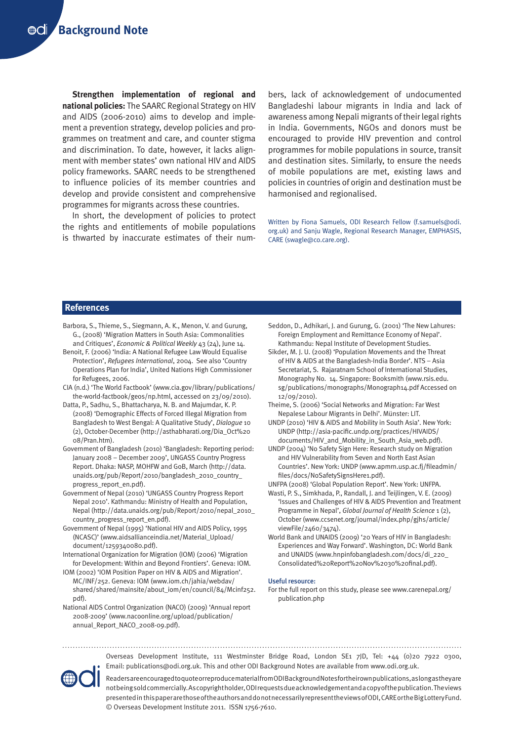**Strengthen implementation of regional and national policies:** The SAARC Regional Strategy on HIV and AIDS (2006-2010) aims to develop and implement a prevention strategy, develop policies and programmes on treatment and care, and counter stigma and discrimination. To date, however, it lacks alignment with member states' own national HIV and AIDS policy frameworks. SAARC needs to be strengthened to influence policies of its member countries and develop and provide consistent and comprehensive programmes for migrants across these countries.

In short, the development of policies to protect the rights and entitlements of mobile populations is thwarted by inaccurate estimates of their numbers, lack of acknowledgement of undocumented Bangladeshi labour migrants in India and lack of awareness among Nepali migrants of their legal rights in India. Governments, NGOs and donors must be encouraged to provide HIV prevention and control programmes for mobile populations in source, transit and destination sites. Similarly, to ensure the needs of mobile populations are met, existing laws and policies in countries of origin and destination must be harmonised and regionalised.

Written by Fiona Samuels, ODI Research Fellow (f.samuels@odi.org.uk) and Sanju Wagle, Regional Research Manager, EMPHASIS, CARE (swagle@co.care.org).

## References

Barbora, S., Thieme, S., Siegmann, A. K., Menon, V. and Gurung, G., (2008) 'Migration Matters in South Asia: Commonalities and Critiques', *Economic & Political Weekly* 43 (24), June 14.

Benoit, F. (2006) 'India: A National Refugee Law Would Equalise Protection', *Refugees International*, 2004. See also 'Country Operations Plan for India', United Nations High Commissioner for Refugees, 2006.

CIA (n.d.) 'The World Factbook' (www.cia.gov/library/publications/the-world-factbook/geos/np.html, accessed on 23/09/2010).

Datta, P., Sadhu, S., Bhattacharya, N. B. and Majumdar, K. P. (2008) 'Demographic Effects of Forced Illegal Migration from Bangladesh to West Bengal: A Qualitative Study', *Dialogue* 10 (2), October-December (http://asthabharati.org/Dia_Oct%2008/Pran.htm).

Government of Bangladesh (2010) 'Bangladesh: Reporting period: January 2008 – December 2009', UNGASS Country Progress Report. Dhaka: NASP, MOHFW and GoB, March (http://data.unaids.org/pub/Report/2010/bangladesh_2010_country_progress_report_en.pdf).

Government of Nepal (2010) 'UNGASS Country Progress Report Nepal 2010'. Kathmandu: Ministry of Health and Population, Nepal (http://data.unaids.org/pub/Report/2010/nepal_2010_country_progress_report_en.pdf).

Government of Nepal (1995) 'National HIV and AIDS Policy, 1995 (NCASC)' (www.aidsallianceindia.net/Material_Upload/document/1259340080.pdf).

International Organization for Migration (IOM) (2006) 'Migration for Development: Within and Beyond Frontiers'. Geneva: IOM.

IOM (2002) 'IOM Position Paper on HIV & AIDS and Migration'. MC/INF/252. Geneva: IOM (www.iom.ch/jahia/webdav/shared/shared/mainsite/about_iom/en/council/84/Mcinf252.pdf).

National AIDS Control Organization (NACO) (2009) 'Annual report 2008-2009' (www.nacoonline.org/upload/publication/annual_Report_NACO_2008-09.pdf).

Seddon, D., Adhikari, J. and Gurung, G. (2001) 'The New Lahures: Foreign Employment and Remittance Economy of Nepal'. Kathmandu: Nepal Institute of Development Studies.

Sikder, M. J. U. (2008) 'Population Movements and the Threat of HIV & AIDS at the Bangladesh-India Border'. NTS – Asia Secretariat, S. Rajaratnam School of International Studies, Monography No. 14. Singapore: Booksmith (www.rsis.edu.sg/publications/monographs/Monograph14.pdf Accessed on 12/09/2010).

Theime, S. (2006) 'Social Networks and Migration: Far West Nepalese Labour Migrants in Delhi'. Münster: LIT.

UNDP (2010) 'HIV & AIDS and Mobility in South Asia'. New York: UNDP (http://asia-pacific.undp.org/practices/HIVAIDS/documents/HIV_and_Mobility_in_South_Asia_web.pdf).

UNDP (2004) 'No Safety Sign Here: Research study on Migration and HIV Vulnerability from Seven and North East Asian Countries'. New York: UNDP (www.apmrn.usp.ac.fj/fileadmin/files/docs/NoSafetySignsHere1.pdf).

UNFPA (2008) 'Global Population Report'. New York: UNFPA.

Wasti, P. S., Simkhada, P., Randall, J. and Teijlingen, V. E. (2009) 'Issues and Challenges of HIV & AIDS Prevention and Treatment Programme in Nepal', *Global Journal of Health Science* 1 (2), October (www.ccsenet.org/journal/index.php/gjhs/article/viewFile/2460/3474).

World Bank and UNAIDS (2009) '20 Years of HIV in Bangladesh: Experiences and Way Forward'. Washington, DC: World Bank and UNAIDS (www.hnpinfobangladesh.com/docs/di_220_Consolidated%20Report%20Nov%2030%20final.pdf).

**Useful resource:**

For the full report on this study, please see www.carenepal.org/publication.php

---

Overseas Development Institute, 111 Westminster Bridge Road, London SE1 7JD, Tel: +44 (0)20 7922 0300, Email: publications@odi.org.uk. This and other ODI Background Notes are available from www.odi.org.uk.

Readers are encouraged to quote or reproduce material from ODI Background Notes for their own publications, as long as they are not being sold commercially. As copyright holder, ODI requests due acknowledgement and a copy of the publication. The views presented in this paper are those of the authors and do not necessarily represent the views of ODI, CARE or the Big Lottery Fund. © Overseas Development Institute 2011. ISSN 1756-7610.